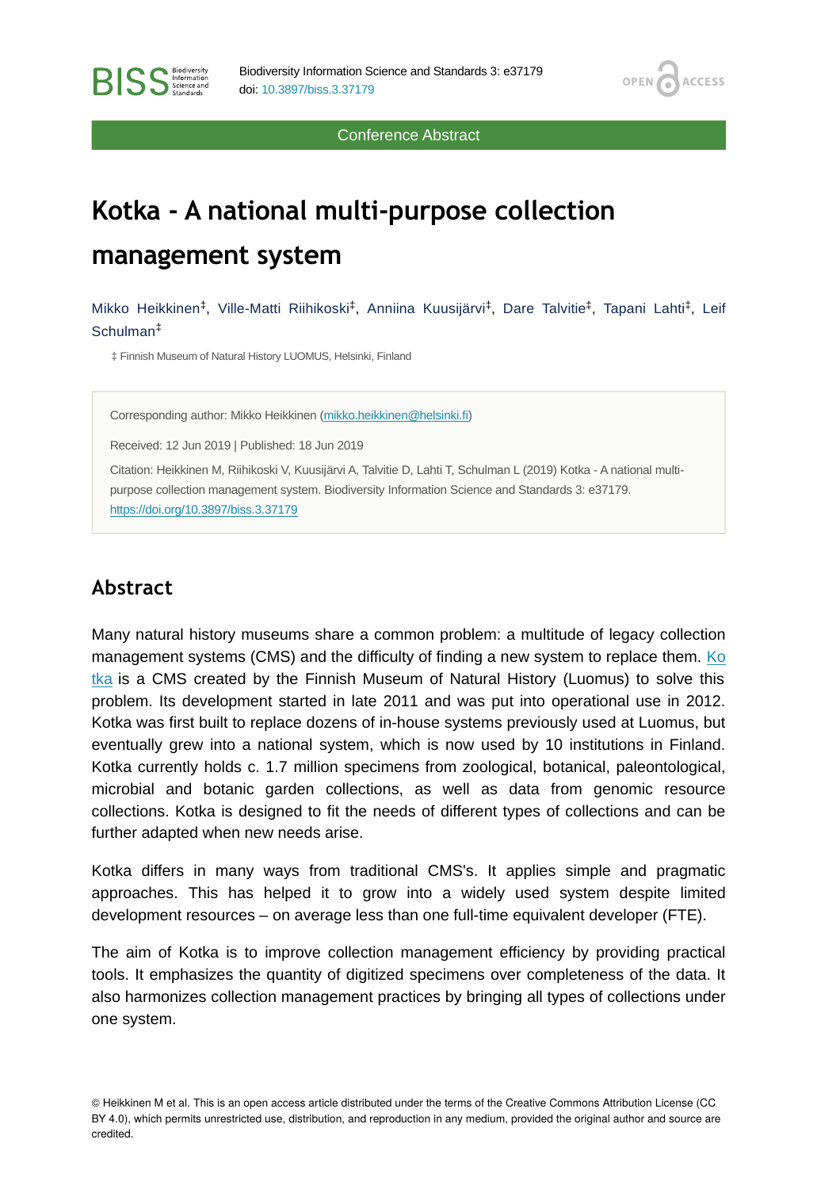Conference Abstract

# Kotka - A national multi-purpose collection management system

Mikko Heikkinen[‡], Ville-Matti Riihikoski[‡], Anniina Kuusijärvi[‡], Dare Talvitie[‡], Tapani Lahti[‡], Leif Schulman[‡]

‡ Finnish Museum of Natural History LUOMUS, Helsinki, Finland

Corresponding author: Mikko Heikkinen (mikko.heikkinen@helsinki.fi)

Received: 12 Jun 2019 | Published: 18 Jun 2019

Citation: Heikkinen M, Riihikoski V, Kuusijärvi A, Talvitie D, Lahti T, Schulman L (2019) Kotka - A national multi-purpose collection management system. Biodiversity Information Science and Standards 3: e37179. https://doi.org/10.3897/biss.3.37179

## Abstract

Many natural history museums share a common problem: a multitude of legacy collection management systems (CMS) and the difficulty of finding a new system to replace them. Kotka is a CMS created by the Finnish Museum of Natural History (Luomus) to solve this problem. Its development started in late 2011 and was put into operational use in 2012. Kotka was first built to replace dozens of in-house systems previously used at Luomus, but eventually grew into a national system, which is now used by 10 institutions in Finland. Kotka currently holds c. 1.7 million specimens from zoological, botanical, paleontological, microbial and botanic garden collections, as well as data from genomic resource collections. Kotka is designed to fit the needs of different types of collections and can be further adapted when new needs arise.

Kotka differs in many ways from traditional CMS's. It applies simple and pragmatic approaches. This has helped it to grow into a widely used system despite limited development resources – on average less than one full-time equivalent developer (FTE).

The aim of Kotka is to improve collection management efficiency by providing practical tools. It emphasizes the quantity of digitized specimens over completeness of the data. It also harmonizes collection management practices by bringing all types of collections under one system.

© Heikkinen M et al. This is an open access article distributed under the terms of the Creative Commons Attribution License (CC BY 4.0), which permits unrestricted use, distribution, and reproduction in any medium, provided the original author and source are credited.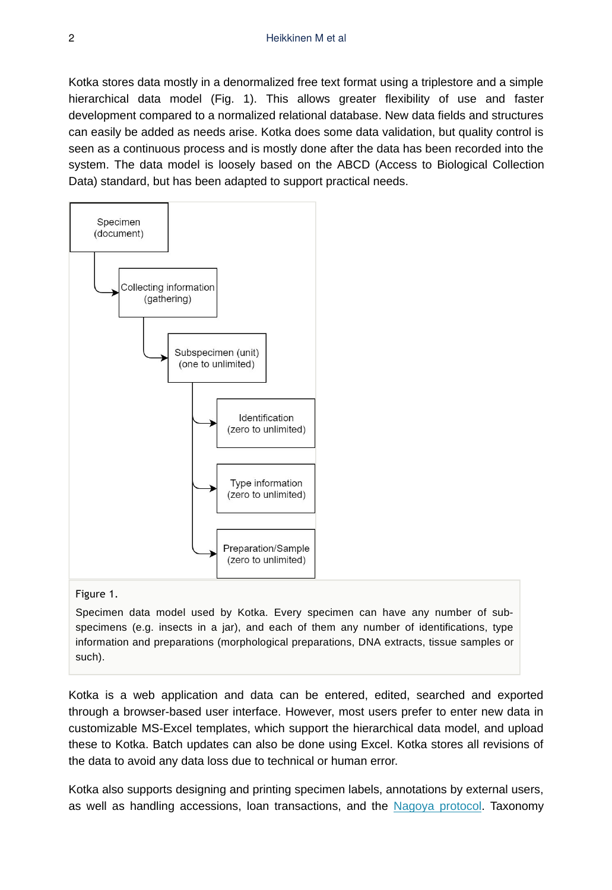Kotka stores data mostly in a denormalized free text format using a triplestore and a simple hierarchical data model (Fig. 1). This allows greater flexibility of use and faster development compared to a normalized relational database. New data fields and structures can easily be added as needs arise. Kotka does some data validation, but quality control is seen as a continuous process and is mostly done after the data has been recorded into the system. The data model is loosely based on the ABCD (Access to Biological Collection Data) standard, but has been adapted to support practical needs.

Specimen (document)

Collecting information (gathering)

Subspecimen (unit) (one to unlimited)

Identification (zero to unlimited)

Type information (zero to unlimited)

Preparation/Sample (zero to unlimited)

Figure 1.

Specimen data model used by Kotka. Every specimen can have any number of sub-specimens (e.g. insects in a jar), and each of them any number of identifications, type information and preparations (morphological preparations, DNA extracts, tissue samples or such).

Kotka is a web application and data can be entered, edited, searched and exported through a browser-based user interface. However, most users prefer to enter new data in customizable MS-Excel templates, which support the hierarchical data model, and upload these to Kotka. Batch updates can also be done using Excel. Kotka stores all revisions of the data to avoid any data loss due to technical or human error.

Kotka also supports designing and printing specimen labels, annotations by external users, as well as handling accessions, loan transactions, and the Nagoya protocol. Taxonomy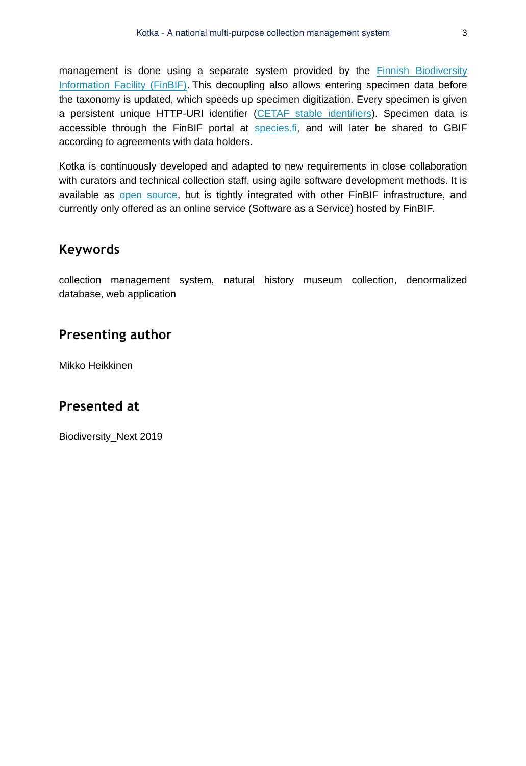management is done using a separate system provided by the Finnish Biodiversity Information Facility (FinBIF). This decoupling also allows entering specimen data before the taxonomy is updated, which speeds up specimen digitization. Every specimen is given a persistent unique HTTP-URI identifier (CETAF stable identifiers). Specimen data is accessible through the FinBIF portal at species.fi, and will later be shared to GBIF according to agreements with data holders.

Kotka is continuously developed and adapted to new requirements in close collaboration with curators and technical collection staff, using agile software development methods. It is available as open source, but is tightly integrated with other FinBIF infrastructure, and currently only offered as an online service (Software as a Service) hosted by FinBIF.

## Keywords

collection management system, natural history museum collection, denormalized database, web application

## Presenting author

Mikko Heikkinen

## Presented at

Biodiversity_Next 2019